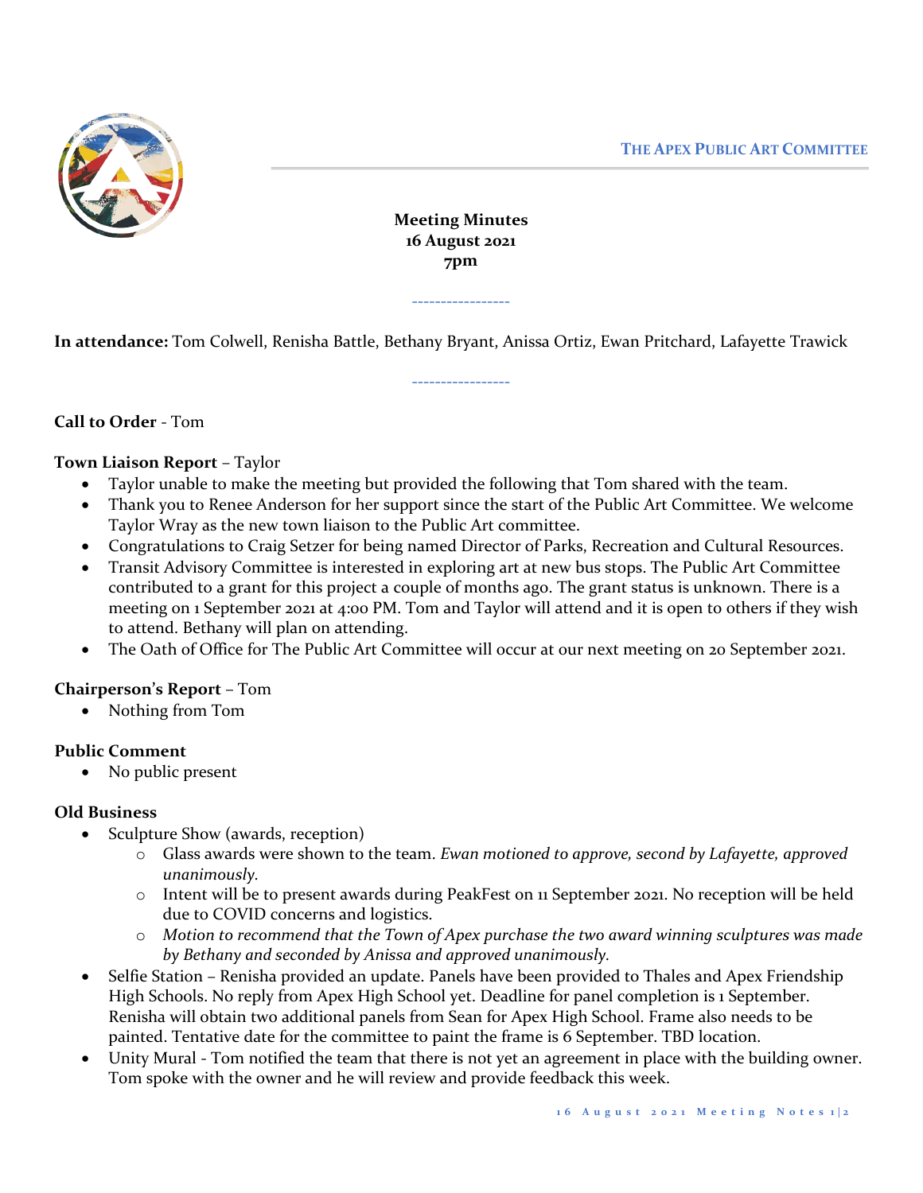THE APEX PUBLIC ART COMMITTEE

**Meeting Minutes**
**16 August 2021**
**7pm**

----------------

**In attendance:** Tom Colwell, Renisha Battle, Bethany Bryant, Anissa Ortiz, Ewan Pritchard, Lafayette Trawick

----------------

**Call to Order** - Tom

**Town Liaison Report** – Taylor

- Taylor unable to make the meeting but provided the following that Tom shared with the team.
- Thank you to Renee Anderson for her support since the start of the Public Art Committee. We welcome Taylor Wray as the new town liaison to the Public Art committee.
- Congratulations to Craig Setzer for being named Director of Parks, Recreation and Cultural Resources.
- Transit Advisory Committee is interested in exploring art at new bus stops. The Public Art Committee contributed to a grant for this project a couple of months ago. The grant status is unknown. There is a meeting on 1 September 2021 at 4:00 PM. Tom and Taylor will attend and it is open to others if they wish to attend. Bethany will plan on attending.
- The Oath of Office for The Public Art Committee will occur at our next meeting on 20 September 2021.

**Chairperson's Report** – Tom

- Nothing from Tom

**Public Comment**

- No public present

**Old Business**

- Sculpture Show (awards, reception)
  - Glass awards were shown to the team. *Ewan motioned to approve, second by Lafayette, approved unanimously.*
  - Intent will be to present awards during PeakFest on 11 September 2021. No reception will be held due to COVID concerns and logistics.
  - *Motion to recommend that the Town of Apex purchase the two award winning sculptures was made by Bethany and seconded by Anissa and approved unanimously.*
- Selfie Station – Renisha provided an update. Panels have been provided to Thales and Apex Friendship High Schools. No reply from Apex High School yet. Deadline for panel completion is 1 September. Renisha will obtain two additional panels from Sean for Apex High School. Frame also needs to be painted. Tentative date for the committee to paint the frame is 6 September. TBD location.
- Unity Mural - Tom notified the team that there is not yet an agreement in place with the building owner. Tom spoke with the owner and he will review and provide feedback this week.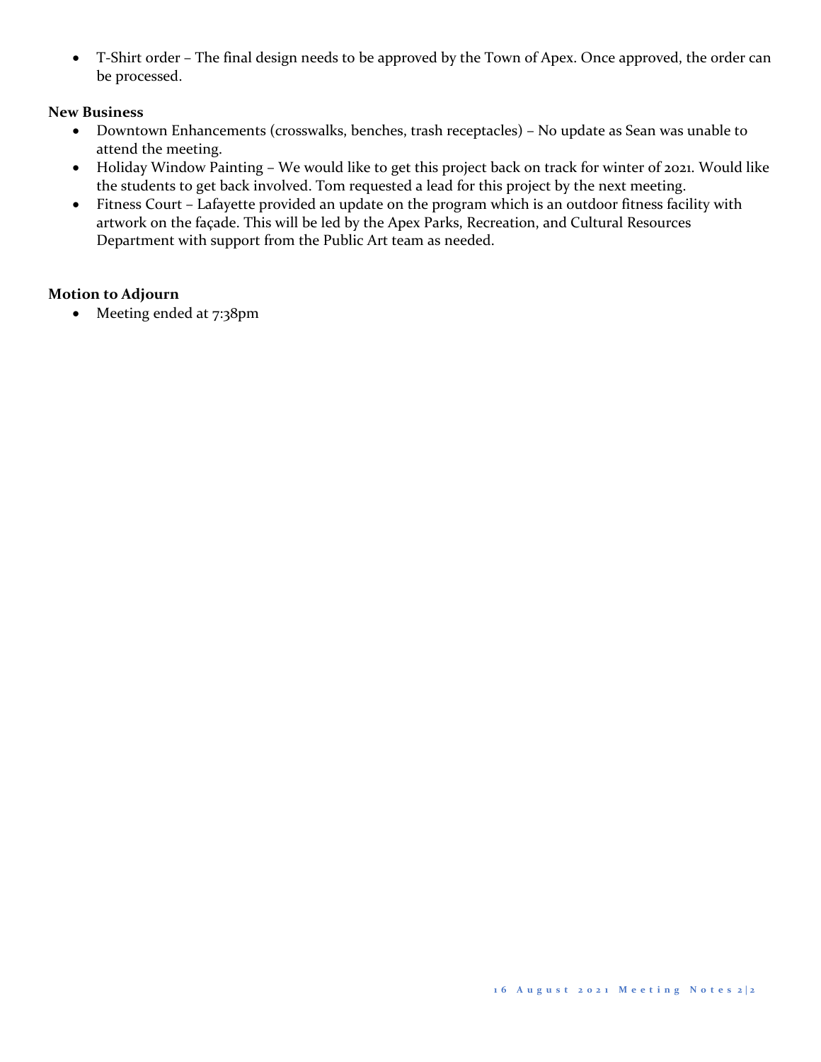- T-Shirt order – The final design needs to be approved by the Town of Apex. Once approved, the order can be processed.

**New Business**

- Downtown Enhancements (crosswalks, benches, trash receptacles) – No update as Sean was unable to attend the meeting.
- Holiday Window Painting – We would like to get this project back on track for winter of 2021. Would like the students to get back involved. Tom requested a lead for this project by the next meeting.
- Fitness Court – Lafayette provided an update on the program which is an outdoor fitness facility with artwork on the façade. This will be led by the Apex Parks, Recreation, and Cultural Resources Department with support from the Public Art team as needed.

**Motion to Adjourn**

- Meeting ended at 7:38pm